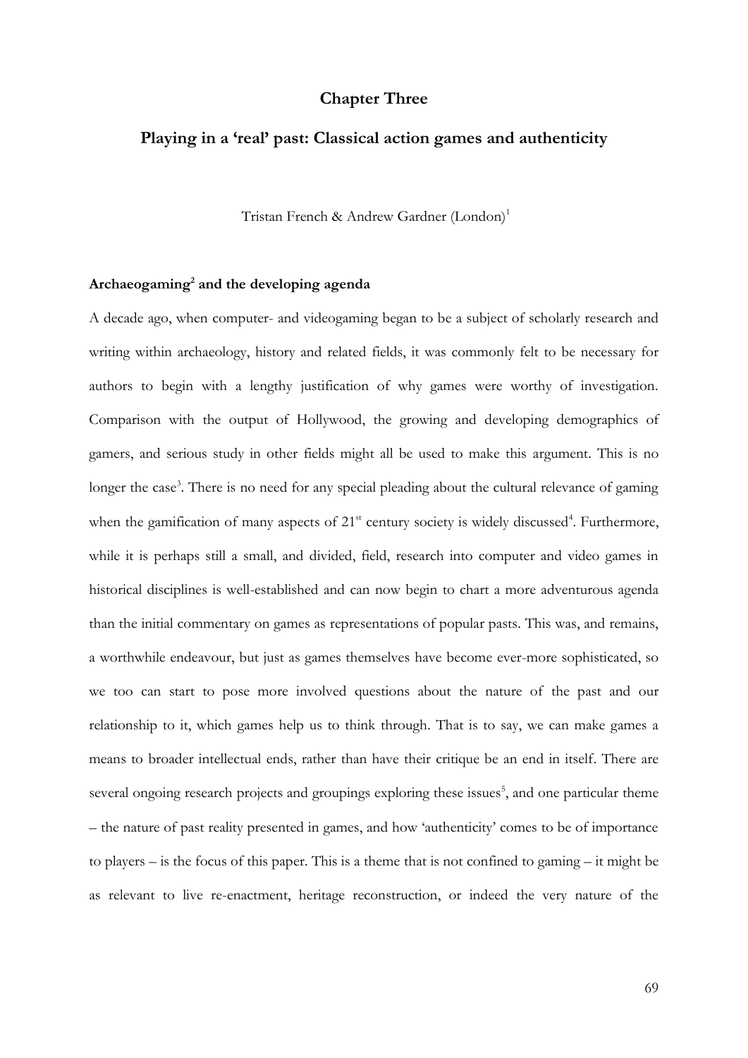# Chapter Three

## Playing in a 'real' past: Classical action games and authenticity

Tristan French & Andrew Gardner (London)[1]

### Archaeogaming[2] and the developing agenda

A decade ago, when computer- and videogaming began to be a subject of scholarly research and writing within archaeology, history and related fields, it was commonly felt to be necessary for authors to begin with a lengthy justification of why games were worthy of investigation. Comparison with the output of Hollywood, the growing and developing demographics of gamers, and serious study in other fields might all be used to make this argument. This is no longer the case[3]. There is no need for any special pleading about the cultural relevance of gaming when the gamification of many aspects of 21st century society is widely discussed[4]. Furthermore, while it is perhaps still a small, and divided, field, research into computer and video games in historical disciplines is well-established and can now begin to chart a more adventurous agenda than the initial commentary on games as representations of popular pasts. This was, and remains, a worthwhile endeavour, but just as games themselves have become ever-more sophisticated, so we too can start to pose more involved questions about the nature of the past and our relationship to it, which games help us to think through. That is to say, we can make games a means to broader intellectual ends, rather than have their critique be an end in itself. There are several ongoing research projects and groupings exploring these issues[5], and one particular theme – the nature of past reality presented in games, and how 'authenticity' comes to be of importance to players – is the focus of this paper. This is a theme that is not confined to gaming – it might be as relevant to live re-enactment, heritage reconstruction, or indeed the very nature of the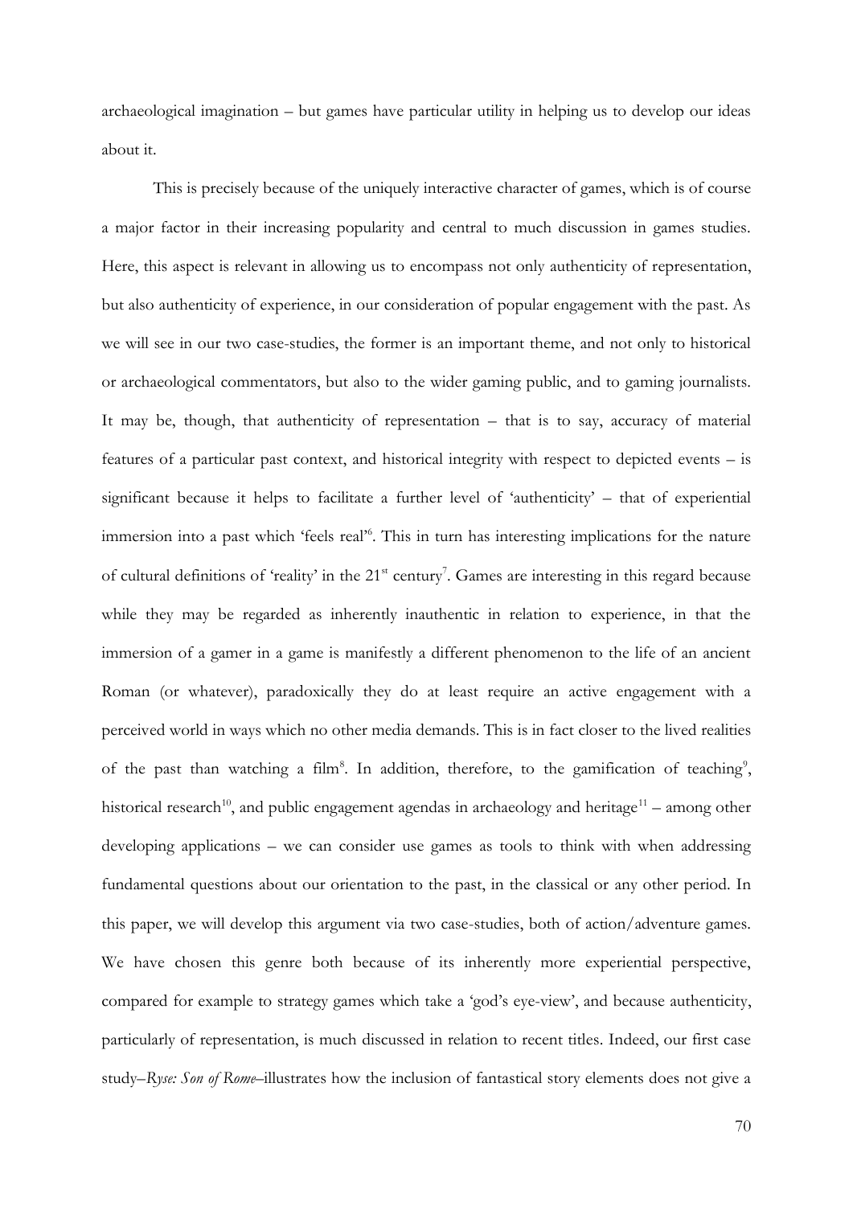archaeological imagination – but games have particular utility in helping us to develop our ideas about it.

This is precisely because of the uniquely interactive character of games, which is of course a major factor in their increasing popularity and central to much discussion in games studies. Here, this aspect is relevant in allowing us to encompass not only authenticity of representation, but also authenticity of experience, in our consideration of popular engagement with the past. As we will see in our two case-studies, the former is an important theme, and not only to historical or archaeological commentators, but also to the wider gaming public, and to gaming journalists. It may be, though, that authenticity of representation – that is to say, accuracy of material features of a particular past context, and historical integrity with respect to depicted events – is significant because it helps to facilitate a further level of 'authenticity' – that of experiential immersion into a past which 'feels real'[6]. This in turn has interesting implications for the nature of cultural definitions of 'reality' in the 21st century[7]. Games are interesting in this regard because while they may be regarded as inherently inauthentic in relation to experience, in that the immersion of a gamer in a game is manifestly a different phenomenon to the life of an ancient Roman (or whatever), paradoxically they do at least require an active engagement with a perceived world in ways which no other media demands. This is in fact closer to the lived realities of the past than watching a film[8]. In addition, therefore, to the gamification of teaching[9], historical research[10], and public engagement agendas in archaeology and heritage[11] – among other developing applications – we can consider use games as tools to think with when addressing fundamental questions about our orientation to the past, in the classical or any other period. In this paper, we will develop this argument via two case-studies, both of action/adventure games. We have chosen this genre both because of its inherently more experiential perspective, compared for example to strategy games which take a 'god's eye-view', and because authenticity, particularly of representation, is much discussed in relation to recent titles. Indeed, our first case study–*Ryse: Son of Rome*–illustrates how the inclusion of fantastical story elements does not give a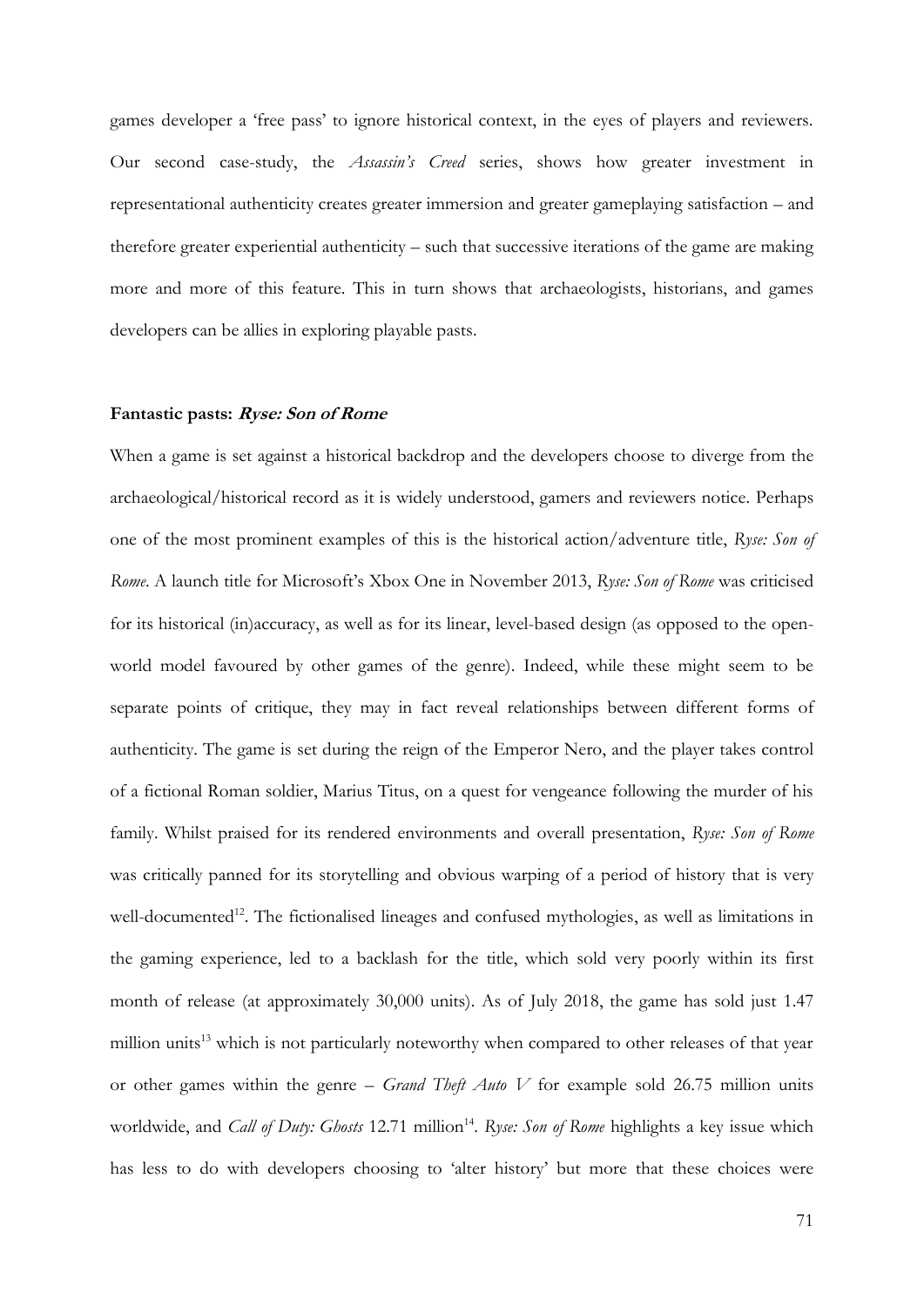games developer a 'free pass' to ignore historical context, in the eyes of players and reviewers. Our second case-study, the *Assassin's Creed* series, shows how greater investment in representational authenticity creates greater immersion and greater gameplaying satisfaction – and therefore greater experiential authenticity – such that successive iterations of the game are making more and more of this feature. This in turn shows that archaeologists, historians, and games developers can be allies in exploring playable pasts.

### Fantastic pasts: *Ryse: Son of Rome*

When a game is set against a historical backdrop and the developers choose to diverge from the archaeological/historical record as it is widely understood, gamers and reviewers notice. Perhaps one of the most prominent examples of this is the historical action/adventure title, *Ryse: Son of Rome*. A launch title for Microsoft's Xbox One in November 2013, *Ryse: Son of Rome* was criticised for its historical (in)accuracy, as well as for its linear, level-based design (as opposed to the open-world model favoured by other games of the genre). Indeed, while these might seem to be separate points of critique, they may in fact reveal relationships between different forms of authenticity. The game is set during the reign of the Emperor Nero, and the player takes control of a fictional Roman soldier, Marius Titus, on a quest for vengeance following the murder of his family. Whilst praised for its rendered environments and overall presentation, *Ryse: Son of Rome* was critically panned for its storytelling and obvious warping of a period of history that is very well-documented[12]. The fictionalised lineages and confused mythologies, as well as limitations in the gaming experience, led to a backlash for the title, which sold very poorly within its first month of release (at approximately 30,000 units). As of July 2018, the game has sold just 1.47 million units[13] which is not particularly noteworthy when compared to other releases of that year or other games within the genre – *Grand Theft Auto V* for example sold 26.75 million units worldwide, and *Call of Duty: Ghosts* 12.71 million[14]. *Ryse: Son of Rome* highlights a key issue which has less to do with developers choosing to 'alter history' but more that these choices were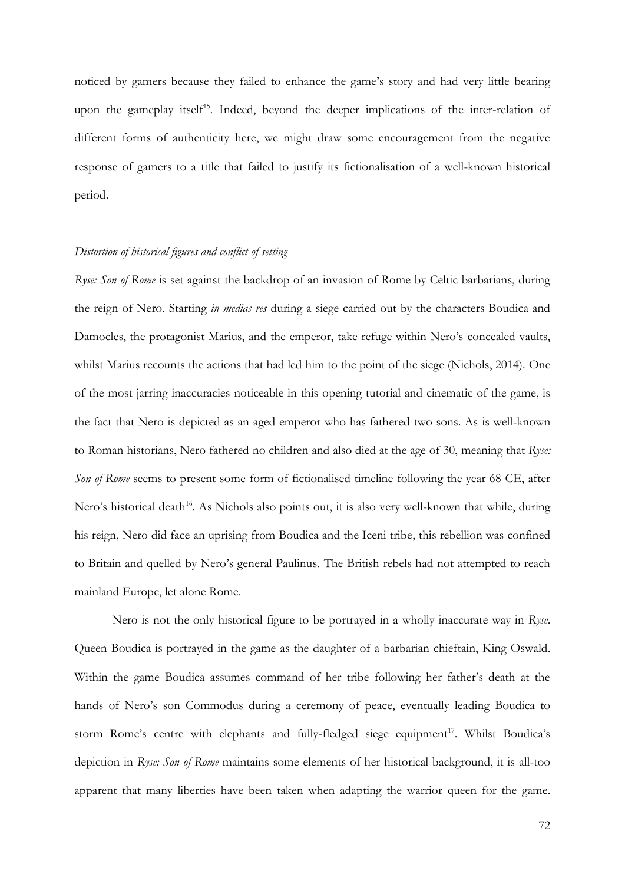noticed by gamers because they failed to enhance the game's story and had very little bearing upon the gameplay itself[15]. Indeed, beyond the deeper implications of the inter-relation of different forms of authenticity here, we might draw some encouragement from the negative response of gamers to a title that failed to justify its fictionalisation of a well-known historical period.

### *Distortion of historical figures and conflict of setting*

*Ryse: Son of Rome* is set against the backdrop of an invasion of Rome by Celtic barbarians, during the reign of Nero. Starting *in medias res* during a siege carried out by the characters Boudica and Damocles, the protagonist Marius, and the emperor, take refuge within Nero's concealed vaults, whilst Marius recounts the actions that had led him to the point of the siege (Nichols, 2014). One of the most jarring inaccuracies noticeable in this opening tutorial and cinematic of the game, is the fact that Nero is depicted as an aged emperor who has fathered two sons. As is well-known to Roman historians, Nero fathered no children and also died at the age of 30, meaning that *Ryse: Son of Rome* seems to present some form of fictionalised timeline following the year 68 CE, after Nero's historical death[16]. As Nichols also points out, it is also very well-known that while, during his reign, Nero did face an uprising from Boudica and the Iceni tribe, this rebellion was confined to Britain and quelled by Nero's general Paulinus. The British rebels had not attempted to reach mainland Europe, let alone Rome.

Nero is not the only historical figure to be portrayed in a wholly inaccurate way in *Ryse*. Queen Boudica is portrayed in the game as the daughter of a barbarian chieftain, King Oswald. Within the game Boudica assumes command of her tribe following her father's death at the hands of Nero's son Commodus during a ceremony of peace, eventually leading Boudica to storm Rome's centre with elephants and fully-fledged siege equipment[17]. Whilst Boudica's depiction in *Ryse: Son of Rome* maintains some elements of her historical background, it is all-too apparent that many liberties have been taken when adapting the warrior queen for the game.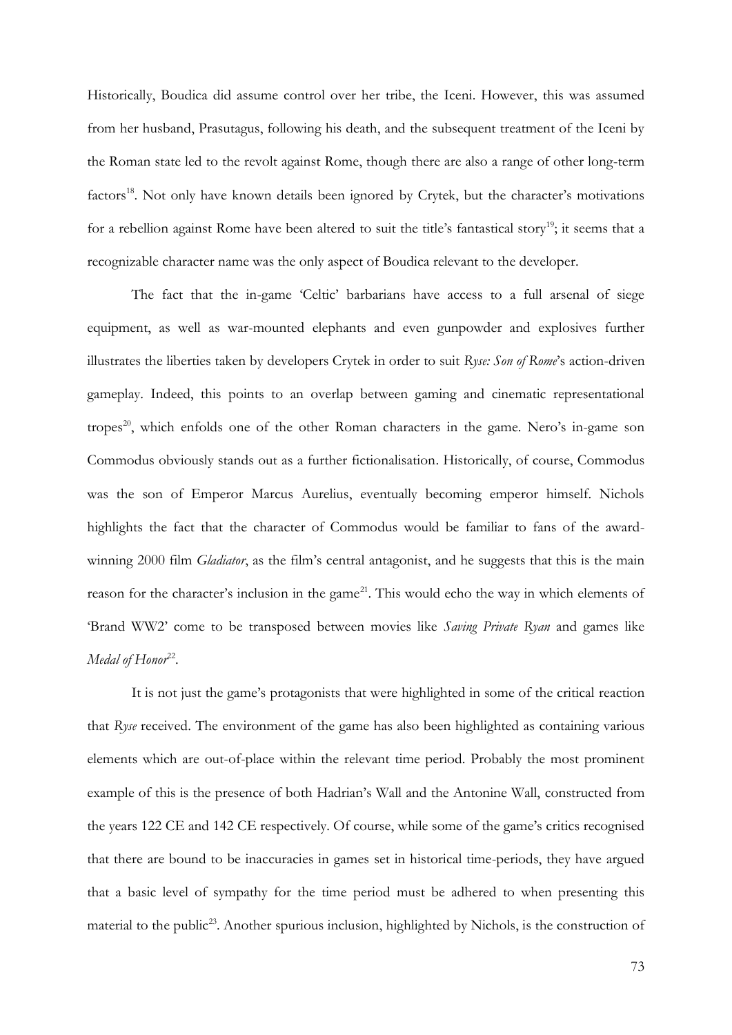Historically, Boudica did assume control over her tribe, the Iceni. However, this was assumed from her husband, Prasutagus, following his death, and the subsequent treatment of the Iceni by the Roman state led to the revolt against Rome, though there are also a range of other long-term factors[18]. Not only have known details been ignored by Crytek, but the character's motivations for a rebellion against Rome have been altered to suit the title's fantastical story[19]; it seems that a recognizable character name was the only aspect of Boudica relevant to the developer.

The fact that the in-game 'Celtic' barbarians have access to a full arsenal of siege equipment, as well as war-mounted elephants and even gunpowder and explosives further illustrates the liberties taken by developers Crytek in order to suit *Ryse: Son of Rome*'s action-driven gameplay. Indeed, this points to an overlap between gaming and cinematic representational tropes[20], which enfolds one of the other Roman characters in the game. Nero's in-game son Commodus obviously stands out as a further fictionalisation. Historically, of course, Commodus was the son of Emperor Marcus Aurelius, eventually becoming emperor himself. Nichols highlights the fact that the character of Commodus would be familiar to fans of the award-winning 2000 film *Gladiator*, as the film's central antagonist, and he suggests that this is the main reason for the character's inclusion in the game[21]. This would echo the way in which elements of 'Brand WW2' come to be transposed between movies like *Saving Private Ryan* and games like *Medal of Honor*[22].

It is not just the game's protagonists that were highlighted in some of the critical reaction that *Ryse* received. The environment of the game has also been highlighted as containing various elements which are out-of-place within the relevant time period. Probably the most prominent example of this is the presence of both Hadrian's Wall and the Antonine Wall, constructed from the years 122 CE and 142 CE respectively. Of course, while some of the game's critics recognised that there are bound to be inaccuracies in games set in historical time-periods, they have argued that a basic level of sympathy for the time period must be adhered to when presenting this material to the public[23]. Another spurious inclusion, highlighted by Nichols, is the construction of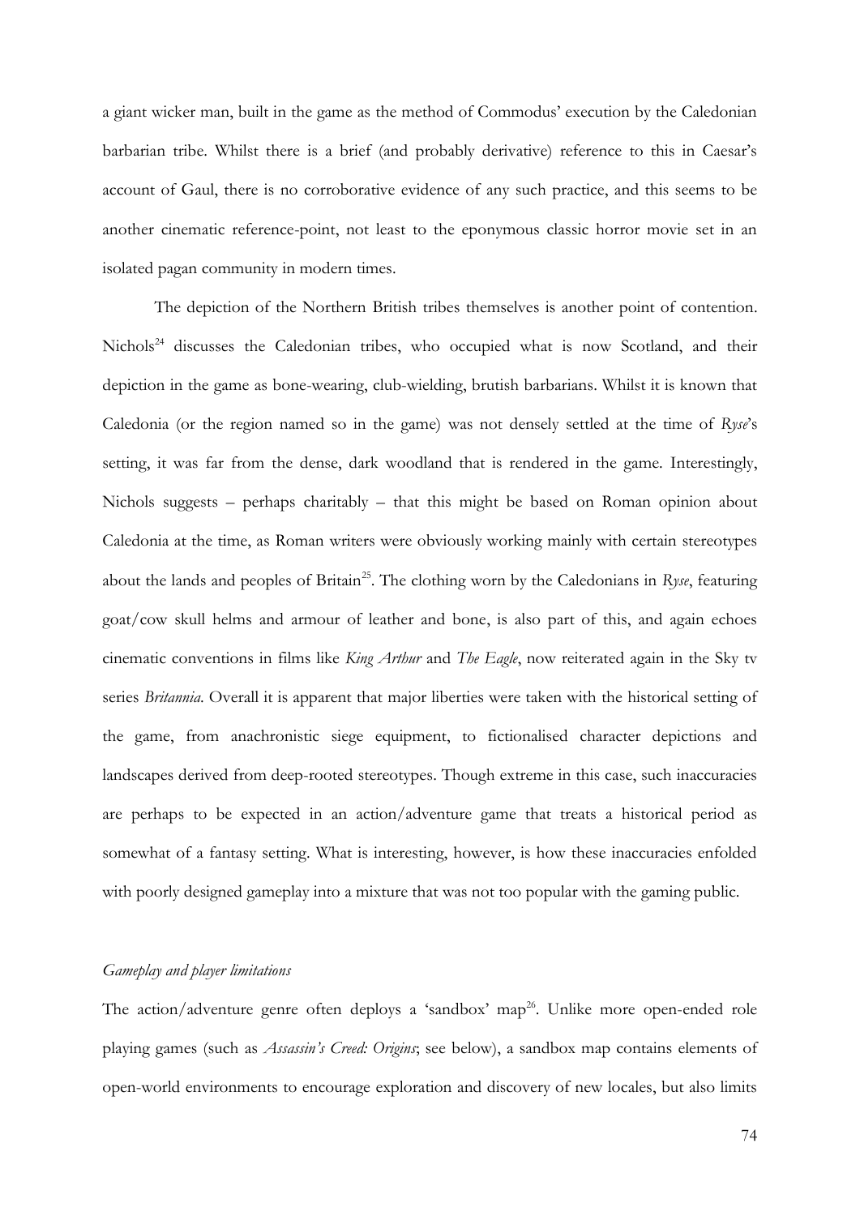a giant wicker man, built in the game as the method of Commodus' execution by the Caledonian barbarian tribe. Whilst there is a brief (and probably derivative) reference to this in Caesar's account of Gaul, there is no corroborative evidence of any such practice, and this seems to be another cinematic reference-point, not least to the eponymous classic horror movie set in an isolated pagan community in modern times.

The depiction of the Northern British tribes themselves is another point of contention. Nichols[24] discusses the Caledonian tribes, who occupied what is now Scotland, and their depiction in the game as bone-wearing, club-wielding, brutish barbarians. Whilst it is known that Caledonia (or the region named so in the game) was not densely settled at the time of *Ryse*'s setting, it was far from the dense, dark woodland that is rendered in the game. Interestingly, Nichols suggests – perhaps charitably – that this might be based on Roman opinion about Caledonia at the time, as Roman writers were obviously working mainly with certain stereotypes about the lands and peoples of Britain[25]. The clothing worn by the Caledonians in *Ryse*, featuring goat/cow skull helms and armour of leather and bone, is also part of this, and again echoes cinematic conventions in films like *King Arthur* and *The Eagle*, now reiterated again in the Sky tv series *Britannia*. Overall it is apparent that major liberties were taken with the historical setting of the game, from anachronistic siege equipment, to fictionalised character depictions and landscapes derived from deep-rooted stereotypes. Though extreme in this case, such inaccuracies are perhaps to be expected in an action/adventure game that treats a historical period as somewhat of a fantasy setting. What is interesting, however, is how these inaccuracies enfolded with poorly designed gameplay into a mixture that was not too popular with the gaming public.

*Gameplay and player limitations*

The action/adventure genre often deploys a 'sandbox' map[26]. Unlike more open-ended role playing games (such as *Assassin's Creed: Origins*; see below), a sandbox map contains elements of open-world environments to encourage exploration and discovery of new locales, but also limits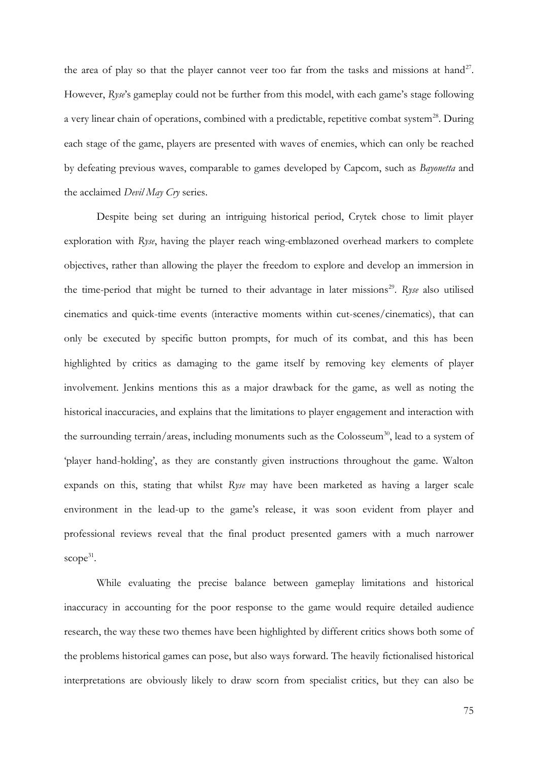the area of play so that the player cannot veer too far from the tasks and missions at hand[27]. However, *Ryse*'s gameplay could not be further from this model, with each game's stage following a very linear chain of operations, combined with a predictable, repetitive combat system[28]. During each stage of the game, players are presented with waves of enemies, which can only be reached by defeating previous waves, comparable to games developed by Capcom, such as *Bayonetta* and the acclaimed *Devil May Cry* series.

Despite being set during an intriguing historical period, Crytek chose to limit player exploration with *Ryse*, having the player reach wing-emblazoned overhead markers to complete objectives, rather than allowing the player the freedom to explore and develop an immersion in the time-period that might be turned to their advantage in later missions[29]. *Ryse* also utilised cinematics and quick-time events (interactive moments within cut-scenes/cinematics), that can only be executed by specific button prompts, for much of its combat, and this has been highlighted by critics as damaging to the game itself by removing key elements of player involvement. Jenkins mentions this as a major drawback for the game, as well as noting the historical inaccuracies, and explains that the limitations to player engagement and interaction with the surrounding terrain/areas, including monuments such as the Colosseum[30], lead to a system of 'player hand-holding', as they are constantly given instructions throughout the game. Walton expands on this, stating that whilst *Ryse* may have been marketed as having a larger scale environment in the lead-up to the game's release, it was soon evident from player and professional reviews reveal that the final product presented gamers with a much narrower scope[31].

While evaluating the precise balance between gameplay limitations and historical inaccuracy in accounting for the poor response to the game would require detailed audience research, the way these two themes have been highlighted by different critics shows both some of the problems historical games can pose, but also ways forward. The heavily fictionalised historical interpretations are obviously likely to draw scorn from specialist critics, but they can also be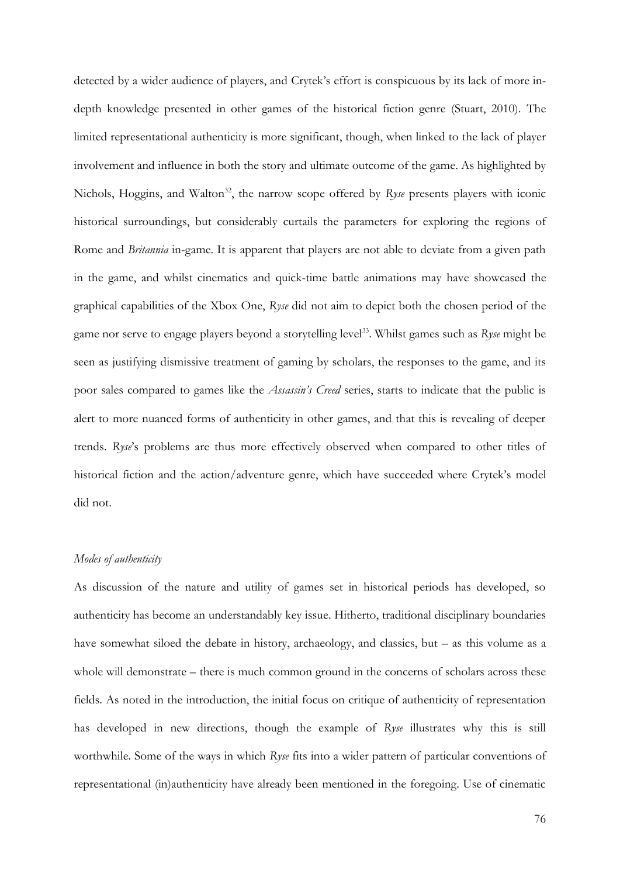detected by a wider audience of players, and Crytek's effort is conspicuous by its lack of more in-depth knowledge presented in other games of the historical fiction genre (Stuart, 2010). The limited representational authenticity is more significant, though, when linked to the lack of player involvement and influence in both the story and ultimate outcome of the game. As highlighted by Nichols, Hoggins, and Walton[32], the narrow scope offered by *Ryse* presents players with iconic historical surroundings, but considerably curtails the parameters for exploring the regions of Rome and *Britannia* in-game. It is apparent that players are not able to deviate from a given path in the game, and whilst cinematics and quick-time battle animations may have showcased the graphical capabilities of the Xbox One, *Ryse* did not aim to depict both the chosen period of the game nor serve to engage players beyond a storytelling level[33]. Whilst games such as *Ryse* might be seen as justifying dismissive treatment of gaming by scholars, the responses to the game, and its poor sales compared to games like the *Assassin's Creed* series, starts to indicate that the public is alert to more nuanced forms of authenticity in other games, and that this is revealing of deeper trends. *Ryse*'s problems are thus more effectively observed when compared to other titles of historical fiction and the action/adventure genre, which have succeeded where Crytek's model did not.

*Modes of authenticity*

As discussion of the nature and utility of games set in historical periods has developed, so authenticity has become an understandably key issue. Hitherto, traditional disciplinary boundaries have somewhat siloed the debate in history, archaeology, and classics, but – as this volume as a whole will demonstrate – there is much common ground in the concerns of scholars across these fields. As noted in the introduction, the initial focus on critique of authenticity of representation has developed in new directions, though the example of *Ryse* illustrates why this is still worthwhile. Some of the ways in which *Ryse* fits into a wider pattern of particular conventions of representational (in)authenticity have already been mentioned in the foregoing. Use of cinematic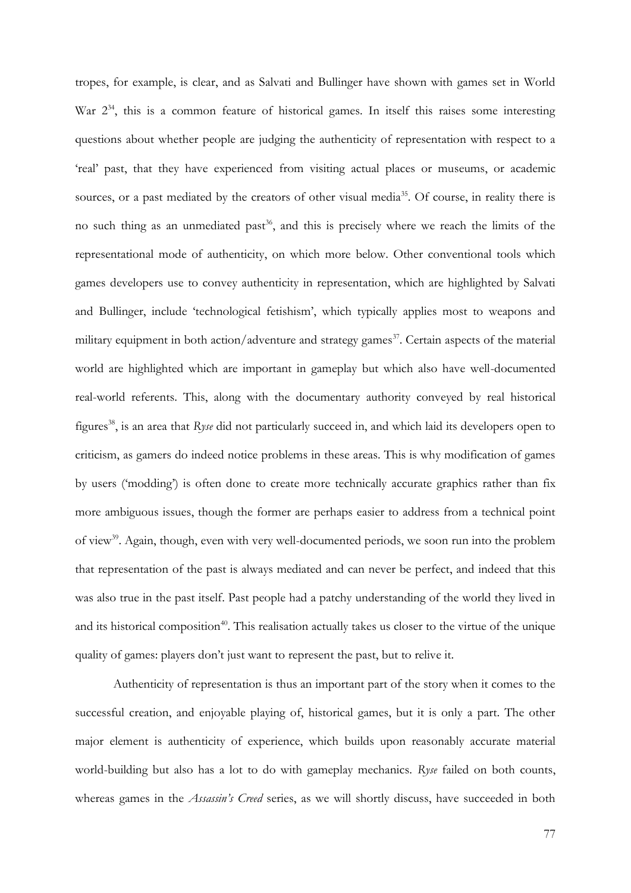tropes, for example, is clear, and as Salvati and Bullinger have shown with games set in World War 2[34], this is a common feature of historical games. In itself this raises some interesting questions about whether people are judging the authenticity of representation with respect to a 'real' past, that they have experienced from visiting actual places or museums, or academic sources, or a past mediated by the creators of other visual media[35]. Of course, in reality there is no such thing as an unmediated past[36], and this is precisely where we reach the limits of the representational mode of authenticity, on which more below. Other conventional tools which games developers use to convey authenticity in representation, which are highlighted by Salvati and Bullinger, include 'technological fetishism', which typically applies most to weapons and military equipment in both action/adventure and strategy games[37]. Certain aspects of the material world are highlighted which are important in gameplay but which also have well-documented real-world referents. This, along with the documentary authority conveyed by real historical figures[38], is an area that *Ryse* did not particularly succeed in, and which laid its developers open to criticism, as gamers do indeed notice problems in these areas. This is why modification of games by users ('modding') is often done to create more technically accurate graphics rather than fix more ambiguous issues, though the former are perhaps easier to address from a technical point of view[39]. Again, though, even with very well-documented periods, we soon run into the problem that representation of the past is always mediated and can never be perfect, and indeed that this was also true in the past itself. Past people had a patchy understanding of the world they lived in and its historical composition[40]. This realisation actually takes us closer to the virtue of the unique quality of games: players don't just want to represent the past, but to relive it.

Authenticity of representation is thus an important part of the story when it comes to the successful creation, and enjoyable playing of, historical games, but it is only a part. The other major element is authenticity of experience, which builds upon reasonably accurate material world-building but also has a lot to do with gameplay mechanics. *Ryse* failed on both counts, whereas games in the *Assassin's Creed* series, as we will shortly discuss, have succeeded in both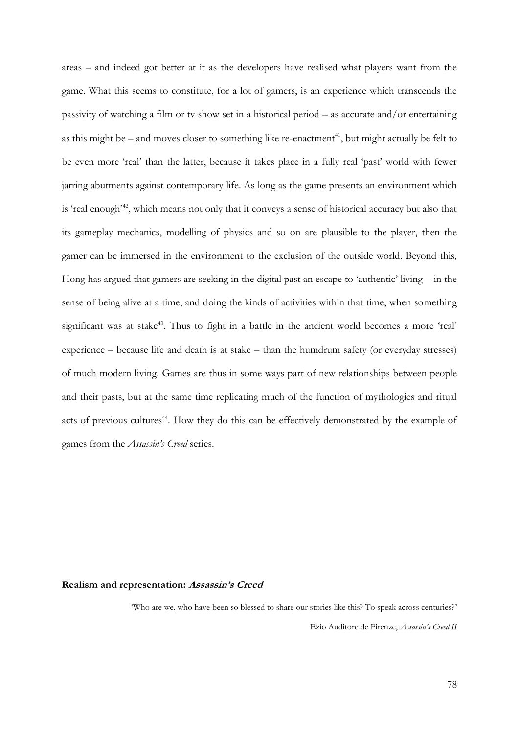areas – and indeed got better at it as the developers have realised what players want from the game. What this seems to constitute, for a lot of gamers, is an experience which transcends the passivity of watching a film or tv show set in a historical period – as accurate and/or entertaining as this might be – and moves closer to something like re-enactment[41], but might actually be felt to be even more 'real' than the latter, because it takes place in a fully real 'past' world with fewer jarring abutments against contemporary life. As long as the game presents an environment which is 'real enough'[42], which means not only that it conveys a sense of historical accuracy but also that its gameplay mechanics, modelling of physics and so on are plausible to the player, then the gamer can be immersed in the environment to the exclusion of the outside world. Beyond this, Hong has argued that gamers are seeking in the digital past an escape to 'authentic' living – in the sense of being alive at a time, and doing the kinds of activities within that time, when something significant was at stake[43]. Thus to fight in a battle in the ancient world becomes a more 'real' experience – because life and death is at stake – than the humdrum safety (or everyday stresses) of much modern living. Games are thus in some ways part of new relationships between people and their pasts, but at the same time replicating much of the function of mythologies and ritual acts of previous cultures[44]. How they do this can be effectively demonstrated by the example of games from the *Assassin's Creed* series.

## Realism and representation: *Assassin's Creed*

> 'Who are we, who have been so blessed to share our stories like this? To speak across centuries?'
>
> Ezio Auditore de Firenze, *Assassin's Creed II*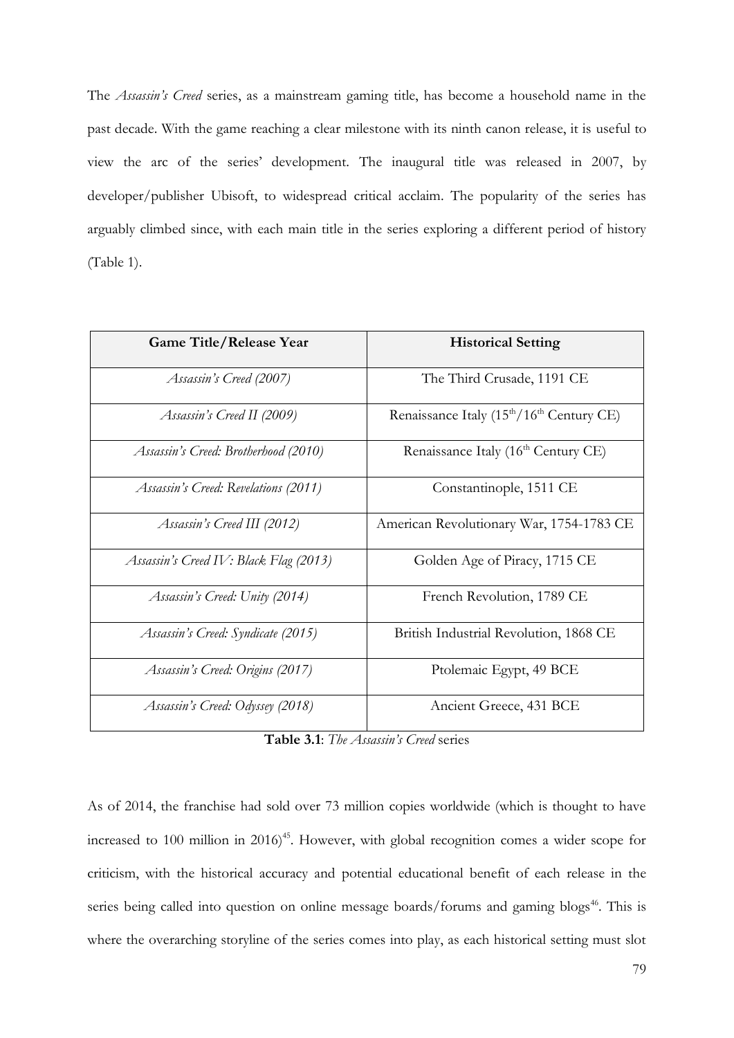The *Assassin's Creed* series, as a mainstream gaming title, has become a household name in the past decade. With the game reaching a clear milestone with its ninth canon release, it is useful to view the arc of the series' development. The inaugural title was released in 2007, by developer/publisher Ubisoft, to widespread critical acclaim. The popularity of the series has arguably climbed since, with each main title in the series exploring a different period of history (Table 1).

| Game Title/Release Year | Historical Setting |
|---|---|
| *Assassin's Creed (2007)* | The Third Crusade, 1191 CE |
| *Assassin's Creed II (2009)* | Renaissance Italy ($15^{th}$/$16^{th}$ Century CE) |
| *Assassin's Creed: Brotherhood (2010)* | Renaissance Italy ($16^{th}$ Century CE) |
| *Assassin's Creed: Revelations (2011)* | Constantinople, 1511 CE |
| *Assassin's Creed III (2012)* | American Revolutionary War, 1754-1783 CE |
| *Assassin's Creed IV: Black Flag (2013)* | Golden Age of Piracy, 1715 CE |
| *Assassin's Creed: Unity (2014)* | French Revolution, 1789 CE |
| *Assassin's Creed: Syndicate (2015)* | British Industrial Revolution, 1868 CE |
| *Assassin's Creed: Origins (2017)* | Ptolemaic Egypt, 49 BCE |
| *Assassin's Creed: Odyssey (2018)* | Ancient Greece, 431 BCE |

**Table 3.1**: *The Assassin's Creed* series

As of 2014, the franchise had sold over 73 million copies worldwide (which is thought to have increased to 100 million in 2016)[45]. However, with global recognition comes a wider scope for criticism, with the historical accuracy and potential educational benefit of each release in the series being called into question on online message boards/forums and gaming blogs[46]. This is where the overarching storyline of the series comes into play, as each historical setting must slot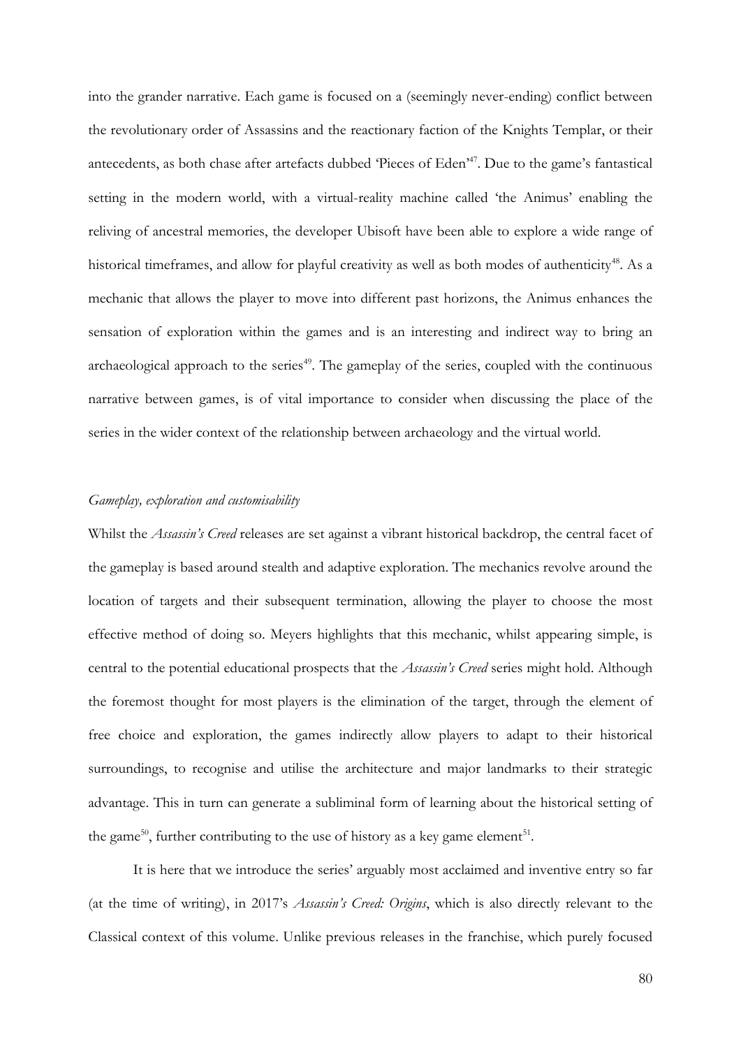into the grander narrative. Each game is focused on a (seemingly never-ending) conflict between the revolutionary order of Assassins and the reactionary faction of the Knights Templar, or their antecedents, as both chase after artefacts dubbed 'Pieces of Eden'[47]. Due to the game's fantastical setting in the modern world, with a virtual-reality machine called 'the Animus' enabling the reliving of ancestral memories, the developer Ubisoft have been able to explore a wide range of historical timeframes, and allow for playful creativity as well as both modes of authenticity[48]. As a mechanic that allows the player to move into different past horizons, the Animus enhances the sensation of exploration within the games and is an interesting and indirect way to bring an archaeological approach to the series[49]. The gameplay of the series, coupled with the continuous narrative between games, is of vital importance to consider when discussing the place of the series in the wider context of the relationship between archaeology and the virtual world.

*Gameplay, exploration and customisability*

Whilst the *Assassin's Creed* releases are set against a vibrant historical backdrop, the central facet of the gameplay is based around stealth and adaptive exploration. The mechanics revolve around the location of targets and their subsequent termination, allowing the player to choose the most effective method of doing so. Meyers highlights that this mechanic, whilst appearing simple, is central to the potential educational prospects that the *Assassin's Creed* series might hold. Although the foremost thought for most players is the elimination of the target, through the element of free choice and exploration, the games indirectly allow players to adapt to their historical surroundings, to recognise and utilise the architecture and major landmarks to their strategic advantage. This in turn can generate a subliminal form of learning about the historical setting of the game[50], further contributing to the use of history as a key game element[51].

It is here that we introduce the series' arguably most acclaimed and inventive entry so far (at the time of writing), in 2017's *Assassin's Creed: Origins*, which is also directly relevant to the Classical context of this volume. Unlike previous releases in the franchise, which purely focused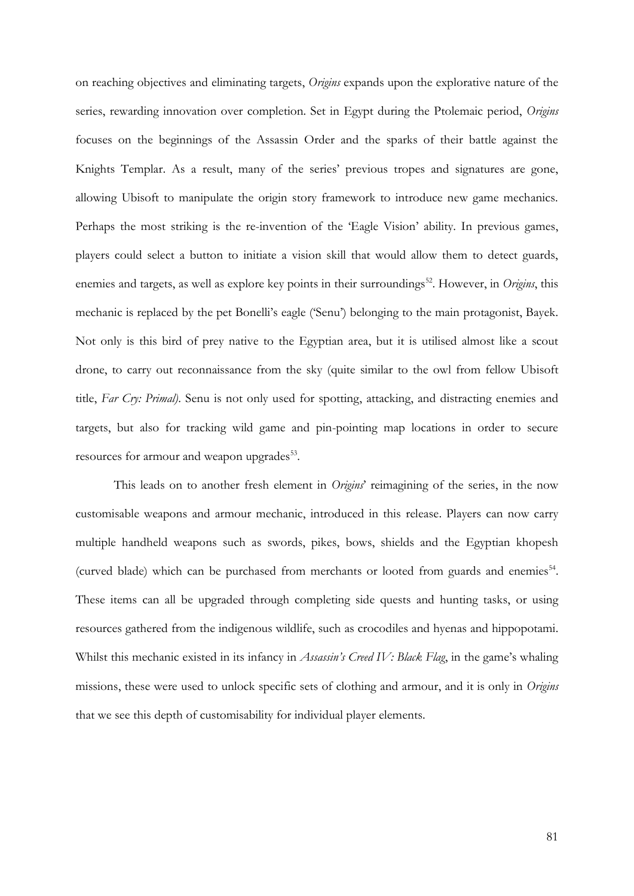on reaching objectives and eliminating targets, *Origins* expands upon the explorative nature of the series, rewarding innovation over completion. Set in Egypt during the Ptolemaic period, *Origins* focuses on the beginnings of the Assassin Order and the sparks of their battle against the Knights Templar. As a result, many of the series' previous tropes and signatures are gone, allowing Ubisoft to manipulate the origin story framework to introduce new game mechanics. Perhaps the most striking is the re-invention of the 'Eagle Vision' ability. In previous games, players could select a button to initiate a vision skill that would allow them to detect guards, enemies and targets, as well as explore key points in their surroundings[52]. However, in *Origins*, this mechanic is replaced by the pet Bonelli's eagle ('Senu') belonging to the main protagonist, Bayek. Not only is this bird of prey native to the Egyptian area, but it is utilised almost like a scout drone, to carry out reconnaissance from the sky (quite similar to the owl from fellow Ubisoft title, *Far Cry: Primal)*. Senu is not only used for spotting, attacking, and distracting enemies and targets, but also for tracking wild game and pin-pointing map locations in order to secure resources for armour and weapon upgrades[53].

This leads on to another fresh element in *Origins*' reimagining of the series, in the now customisable weapons and armour mechanic, introduced in this release. Players can now carry multiple handheld weapons such as swords, pikes, bows, shields and the Egyptian khopesh (curved blade) which can be purchased from merchants or looted from guards and enemies[54]. These items can all be upgraded through completing side quests and hunting tasks, or using resources gathered from the indigenous wildlife, such as crocodiles and hyenas and hippopotami. Whilst this mechanic existed in its infancy in *Assassin's Creed IV: Black Flag*, in the game's whaling missions, these were used to unlock specific sets of clothing and armour, and it is only in *Origins* that we see this depth of customisability for individual player elements.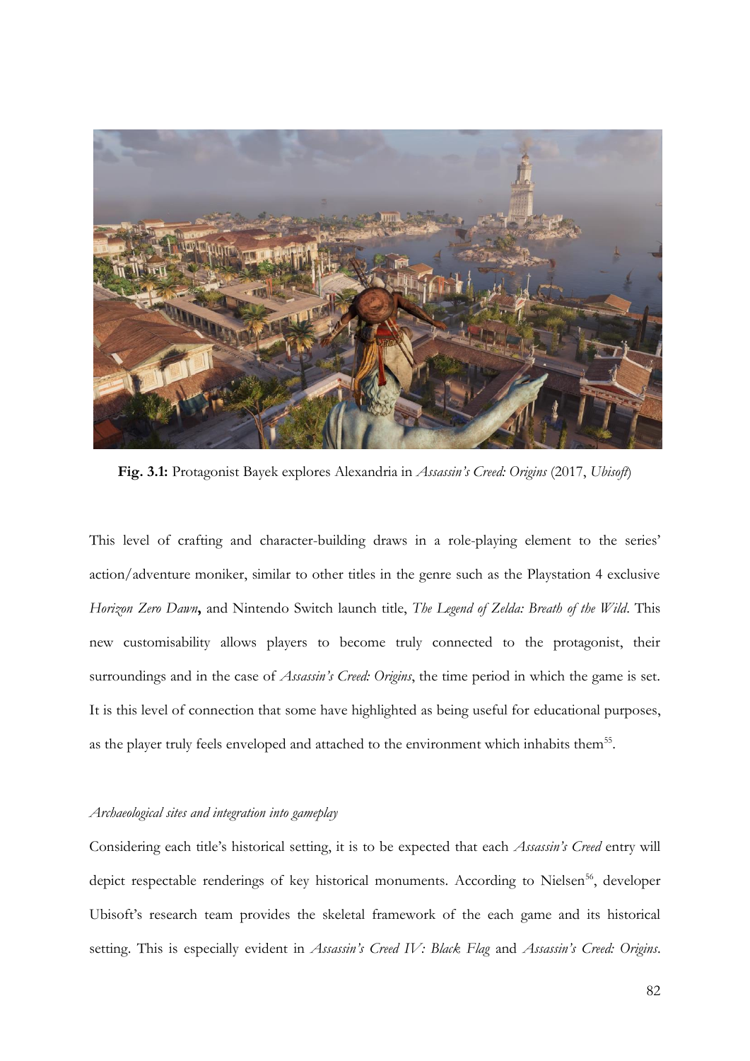**Fig. 3.1:** Protagonist Bayek explores Alexandria in *Assassin's Creed: Origins* (2017, *Ubisoft*)

This level of crafting and character-building draws in a role-playing element to the series' action/adventure moniker, similar to other titles in the genre such as the Playstation 4 exclusive *Horizon Zero Dawn***,** and Nintendo Switch launch title, *The Legend of Zelda: Breath of the Wild*. This new customisability allows players to become truly connected to the protagonist, their surroundings and in the case of *Assassin's Creed: Origins*, the time period in which the game is set. It is this level of connection that some have highlighted as being useful for educational purposes, as the player truly feels enveloped and attached to the environment which inhabits them[55].

*Archaeological sites and integration into gameplay*

Considering each title's historical setting, it is to be expected that each *Assassin's Creed* entry will depict respectable renderings of key historical monuments. According to Nielsen[56], developer Ubisoft's research team provides the skeletal framework of the each game and its historical setting. This is especially evident in *Assassin's Creed IV: Black Flag* and *Assassin's Creed: Origins*.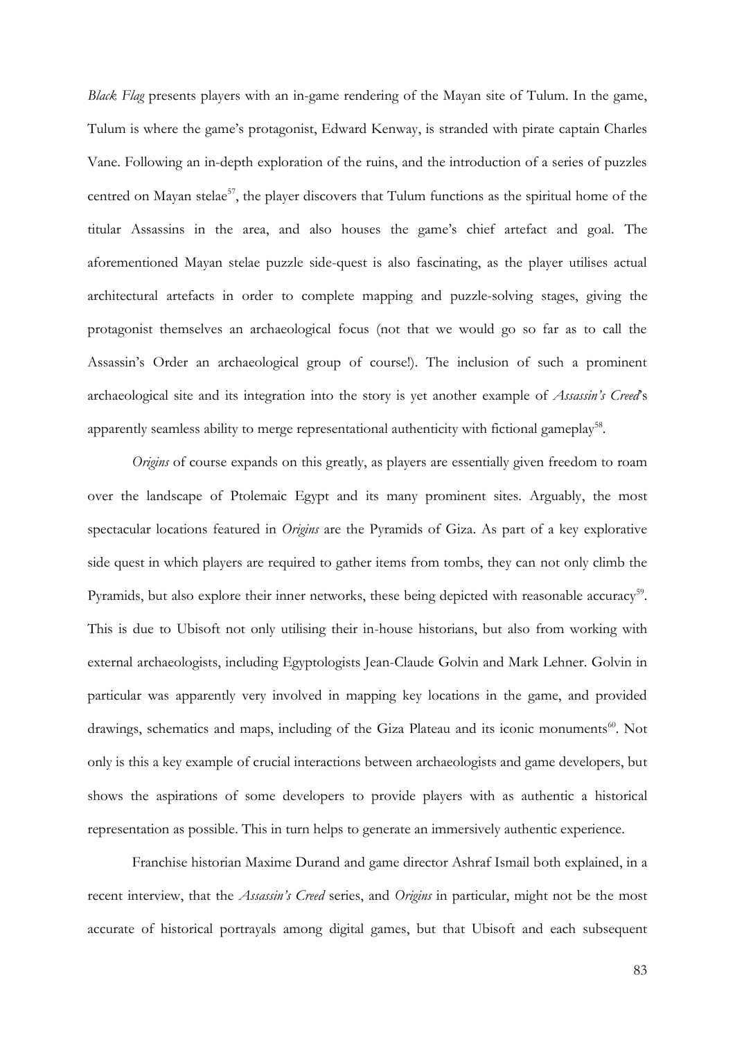*Black Flag* presents players with an in-game rendering of the Mayan site of Tulum. In the game, Tulum is where the game's protagonist, Edward Kenway, is stranded with pirate captain Charles Vane. Following an in-depth exploration of the ruins, and the introduction of a series of puzzles centred on Mayan stelae[57], the player discovers that Tulum functions as the spiritual home of the titular Assassins in the area, and also houses the game's chief artefact and goal. The aforementioned Mayan stelae puzzle side-quest is also fascinating, as the player utilises actual architectural artefacts in order to complete mapping and puzzle-solving stages, giving the protagonist themselves an archaeological focus (not that we would go so far as to call the Assassin's Order an archaeological group of course!). The inclusion of such a prominent archaeological site and its integration into the story is yet another example of *Assassin's Creed*'s apparently seamless ability to merge representational authenticity with fictional gameplay[58].

*Origins* of course expands on this greatly, as players are essentially given freedom to roam over the landscape of Ptolemaic Egypt and its many prominent sites. Arguably, the most spectacular locations featured in *Origins* are the Pyramids of Giza. As part of a key explorative side quest in which players are required to gather items from tombs, they can not only climb the Pyramids, but also explore their inner networks, these being depicted with reasonable accuracy[59]. This is due to Ubisoft not only utilising their in-house historians, but also from working with external archaeologists, including Egyptologists Jean-Claude Golvin and Mark Lehner. Golvin in particular was apparently very involved in mapping key locations in the game, and provided drawings, schematics and maps, including of the Giza Plateau and its iconic monuments[60]. Not only is this a key example of crucial interactions between archaeologists and game developers, but shows the aspirations of some developers to provide players with as authentic a historical representation as possible. This in turn helps to generate an immersively authentic experience.

Franchise historian Maxime Durand and game director Ashraf Ismail both explained, in a recent interview, that the *Assassin's Creed* series, and *Origins* in particular, might not be the most accurate of historical portrayals among digital games, but that Ubisoft and each subsequent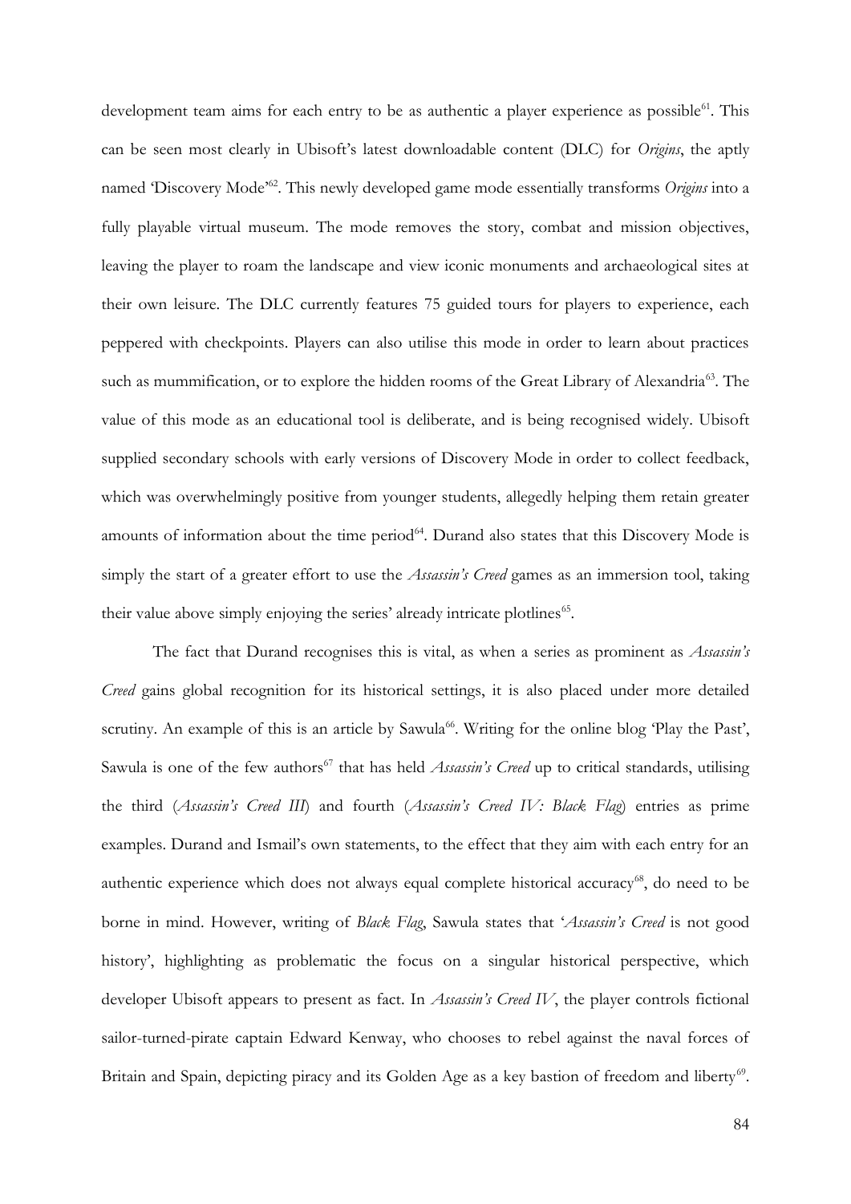development team aims for each entry to be as authentic a player experience as possible[61]. This can be seen most clearly in Ubisoft's latest downloadable content (DLC) for *Origins*, the aptly named 'Discovery Mode'[62]. This newly developed game mode essentially transforms *Origins* into a fully playable virtual museum. The mode removes the story, combat and mission objectives, leaving the player to roam the landscape and view iconic monuments and archaeological sites at their own leisure. The DLC currently features 75 guided tours for players to experience, each peppered with checkpoints. Players can also utilise this mode in order to learn about practices such as mummification, or to explore the hidden rooms of the Great Library of Alexandria[63]. The value of this mode as an educational tool is deliberate, and is being recognised widely. Ubisoft supplied secondary schools with early versions of Discovery Mode in order to collect feedback, which was overwhelmingly positive from younger students, allegedly helping them retain greater amounts of information about the time period[64]. Durand also states that this Discovery Mode is simply the start of a greater effort to use the *Assassin's Creed* games as an immersion tool, taking their value above simply enjoying the series' already intricate plotlines[65].

The fact that Durand recognises this is vital, as when a series as prominent as *Assassin's Creed* gains global recognition for its historical settings, it is also placed under more detailed scrutiny. An example of this is an article by Sawula[66]. Writing for the online blog 'Play the Past', Sawula is one of the few authors[67] that has held *Assassin's Creed* up to critical standards, utilising the third (*Assassin's Creed III*) and fourth (*Assassin's Creed IV: Black Flag*) entries as prime examples. Durand and Ismail's own statements, to the effect that they aim with each entry for an authentic experience which does not always equal complete historical accuracy[68], do need to be borne in mind. However, writing of *Black Flag*, Sawula states that '*Assassin's Creed* is not good history', highlighting as problematic the focus on a singular historical perspective, which developer Ubisoft appears to present as fact. In *Assassin's Creed IV*, the player controls fictional sailor-turned-pirate captain Edward Kenway, who chooses to rebel against the naval forces of Britain and Spain, depicting piracy and its Golden Age as a key bastion of freedom and liberty[69].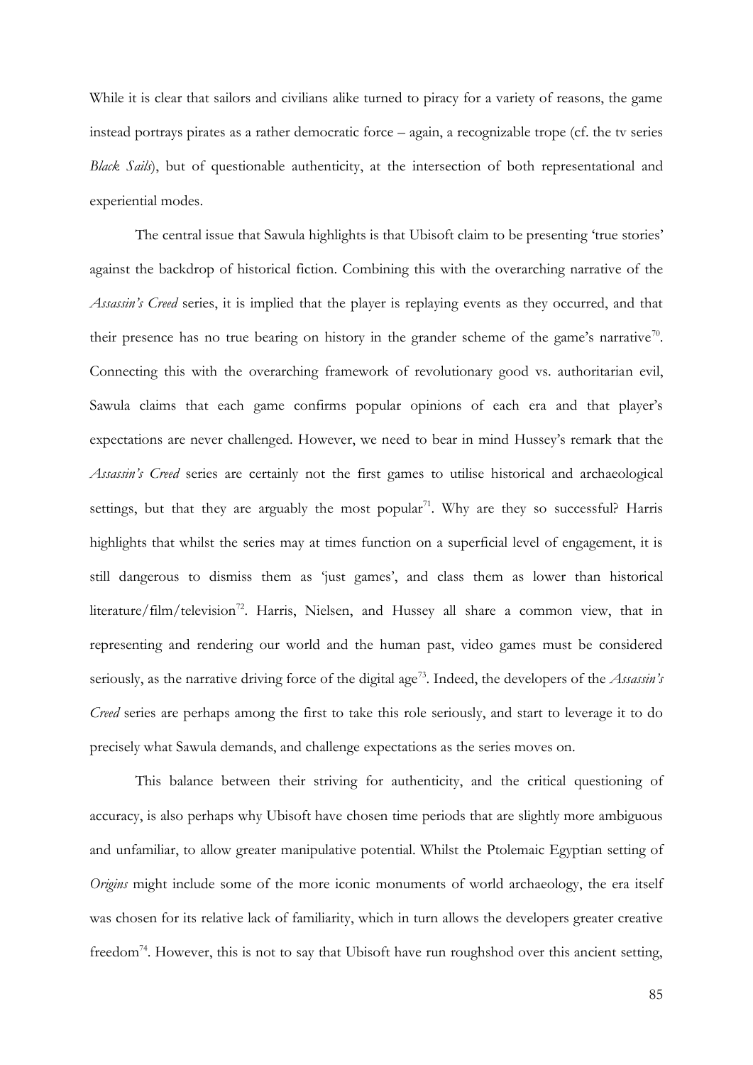While it is clear that sailors and civilians alike turned to piracy for a variety of reasons, the game instead portrays pirates as a rather democratic force – again, a recognizable trope (cf. the tv series *Black Sails*), but of questionable authenticity, at the intersection of both representational and experiential modes.

The central issue that Sawula highlights is that Ubisoft claim to be presenting 'true stories' against the backdrop of historical fiction. Combining this with the overarching narrative of the *Assassin's Creed* series, it is implied that the player is replaying events as they occurred, and that their presence has no true bearing on history in the grander scheme of the game's narrative[70]. Connecting this with the overarching framework of revolutionary good vs. authoritarian evil, Sawula claims that each game confirms popular opinions of each era and that player's expectations are never challenged. However, we need to bear in mind Hussey's remark that the *Assassin's Creed* series are certainly not the first games to utilise historical and archaeological settings, but that they are arguably the most popular[71]. Why are they so successful? Harris highlights that whilst the series may at times function on a superficial level of engagement, it is still dangerous to dismiss them as 'just games', and class them as lower than historical literature/film/television[72]. Harris, Nielsen, and Hussey all share a common view, that in representing and rendering our world and the human past, video games must be considered seriously, as the narrative driving force of the digital age[73]. Indeed, the developers of the *Assassin's Creed* series are perhaps among the first to take this role seriously, and start to leverage it to do precisely what Sawula demands, and challenge expectations as the series moves on.

This balance between their striving for authenticity, and the critical questioning of accuracy, is also perhaps why Ubisoft have chosen time periods that are slightly more ambiguous and unfamiliar, to allow greater manipulative potential. Whilst the Ptolemaic Egyptian setting of *Origins* might include some of the more iconic monuments of world archaeology, the era itself was chosen for its relative lack of familiarity, which in turn allows the developers greater creative freedom[74]. However, this is not to say that Ubisoft have run roughshod over this ancient setting,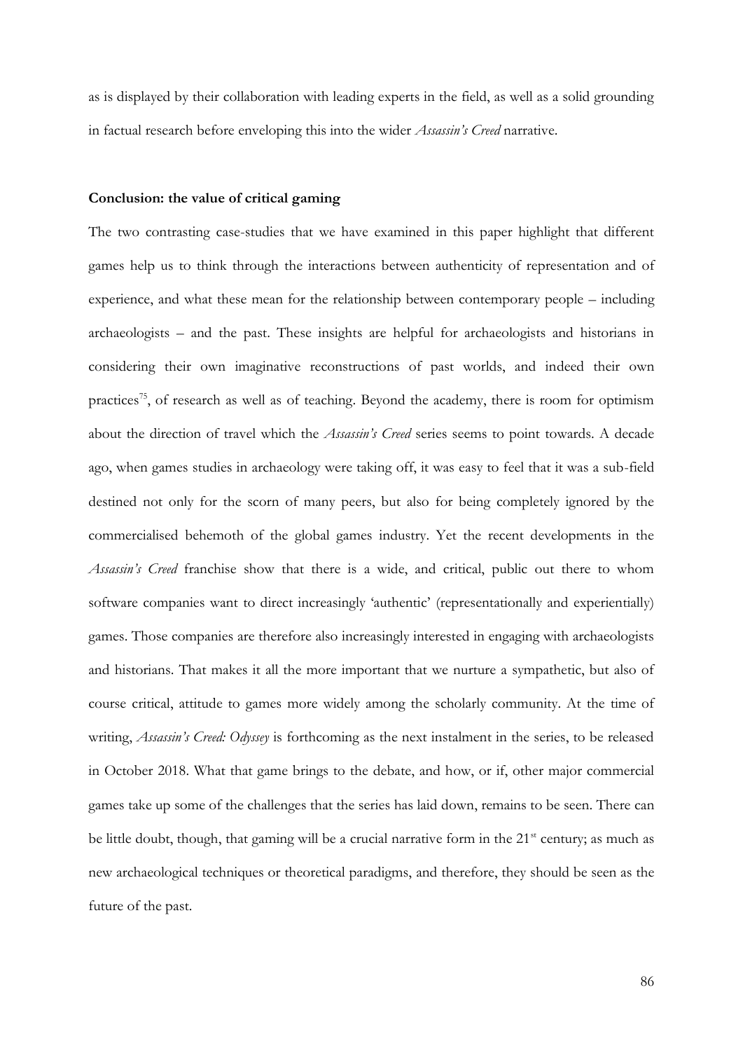as is displayed by their collaboration with leading experts in the field, as well as a solid grounding in factual research before enveloping this into the wider *Assassin's Creed* narrative.

**Conclusion: the value of critical gaming**

The two contrasting case-studies that we have examined in this paper highlight that different games help us to think through the interactions between authenticity of representation and of experience, and what these mean for the relationship between contemporary people – including archaeologists – and the past. These insights are helpful for archaeologists and historians in considering their own imaginative reconstructions of past worlds, and indeed their own practices[75], of research as well as of teaching. Beyond the academy, there is room for optimism about the direction of travel which the *Assassin's Creed* series seems to point towards. A decade ago, when games studies in archaeology were taking off, it was easy to feel that it was a sub-field destined not only for the scorn of many peers, but also for being completely ignored by the commercialised behemoth of the global games industry. Yet the recent developments in the *Assassin's Creed* franchise show that there is a wide, and critical, public out there to whom software companies want to direct increasingly 'authentic' (representationally and experientially) games. Those companies are therefore also increasingly interested in engaging with archaeologists and historians. That makes it all the more important that we nurture a sympathetic, but also of course critical, attitude to games more widely among the scholarly community. At the time of writing, *Assassin's Creed: Odyssey* is forthcoming as the next instalment in the series, to be released in October 2018. What that game brings to the debate, and how, or if, other major commercial games take up some of the challenges that the series has laid down, remains to be seen. There can be little doubt, though, that gaming will be a crucial narrative form in the 21st century; as much as new archaeological techniques or theoretical paradigms, and therefore, they should be seen as the future of the past.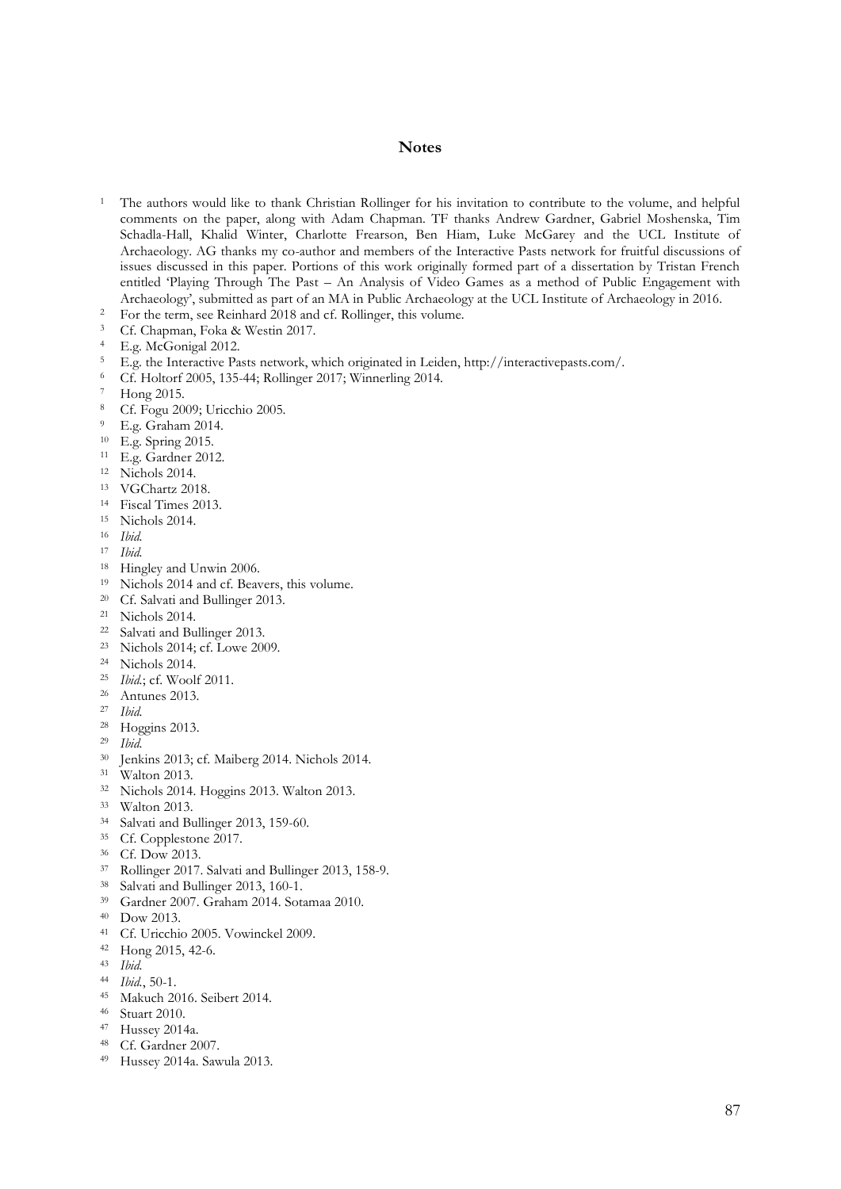## Notes

1. The authors would like to thank Christian Rollinger for his invitation to contribute to the volume, and helpful comments on the paper, along with Adam Chapman. TF thanks Andrew Gardner, Gabriel Moshenska, Tim Schadla-Hall, Khalid Winter, Charlotte Frearson, Ben Hiam, Luke McGarey and the UCL Institute of Archaeology. AG thanks my co-author and members of the Interactive Pasts network for fruitful discussions of issues discussed in this paper. Portions of this work originally formed part of a dissertation by Tristan French entitled 'Playing Through The Past – An Analysis of Video Games as a method of Public Engagement with Archaeology', submitted as part of an MA in Public Archaeology at the UCL Institute of Archaeology in 2016.
2. For the term, see Reinhard 2018 and cf. Rollinger, this volume.
3. Cf. Chapman, Foka & Westin 2017.
4. E.g. McGonigal 2012.
5. E.g. the Interactive Pasts network, which originated in Leiden, http://interactivepasts.com/.
6. Cf. Holtorf 2005, 135-44; Rollinger 2017; Winnerling 2014.
7. Hong 2015.
8. Cf. Fogu 2009; Uricchio 2005.
9. E.g. Graham 2014.
10. E.g. Spring 2015.
11. E.g. Gardner 2012.
12. Nichols 2014.
13. VGChartz 2018.
14. Fiscal Times 2013.
15. Nichols 2014.
16. *Ibid.*
17. *Ibid.*
18. Hingley and Unwin 2006.
19. Nichols 2014 and cf. Beavers, this volume.
20. Cf. Salvati and Bullinger 2013.
21. Nichols 2014.
22. Salvati and Bullinger 2013.
23. Nichols 2014; cf. Lowe 2009.
24. Nichols 2014.
25. *Ibid.*; cf. Woolf 2011.
26. Antunes 2013.
27. *Ibid.*
28. Hoggins 2013.
29. *Ibid.*
30. Jenkins 2013; cf. Maiberg 2014. Nichols 2014.
31. Walton 2013.
32. Nichols 2014. Hoggins 2013. Walton 2013.
33. Walton 2013.
34. Salvati and Bullinger 2013, 159-60.
35. Cf. Copplestone 2017.
36. Cf. Dow 2013.
37. Rollinger 2017. Salvati and Bullinger 2013, 158-9.
38. Salvati and Bullinger 2013, 160-1.
39. Gardner 2007. Graham 2014. Sotamaa 2010.
40. Dow 2013.
41. Cf. Uricchio 2005. Vowinckel 2009.
42. Hong 2015, 42-6.
43. *Ibid.*
44. *Ibid.*, 50-1.
45. Makuch 2016. Seibert 2014.
46. Stuart 2010.
47. Hussey 2014a.
48. Cf. Gardner 2007.
49. Hussey 2014a. Sawula 2013.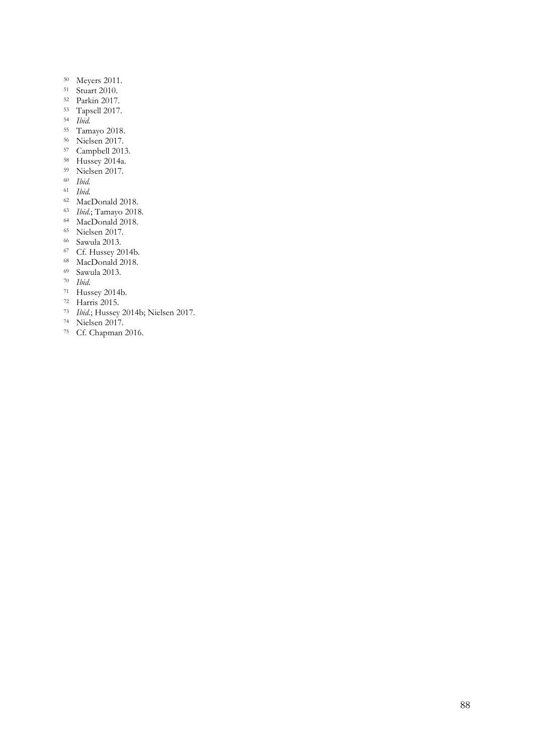[50] Meyers 2011.
[51] Stuart 2010.
[52] Parkin 2017.
[53] Tapsell 2017.
[54] *Ibid.*
[55] Tamayo 2018.
[56] Nielsen 2017.
[57] Campbell 2013.
[58] Hussey 2014a.
[59] Nielsen 2017.
[60] *Ibid.*
[61] *Ibid.*
[62] MacDonald 2018.
[63] *Ibid.*; Tamayo 2018.
[64] MacDonald 2018.
[65] Nielsen 2017.
[66] Sawula 2013.
[67] Cf. Hussey 2014b.
[68] MacDonald 2018.
[69] Sawula 2013.
[70] *Ibid.*
[71] Hussey 2014b.
[72] Harris 2015.
[73] *Ibid.*; Hussey 2014b; Nielsen 2017.
[74] Nielsen 2017.
[75] Cf. Chapman 2016.